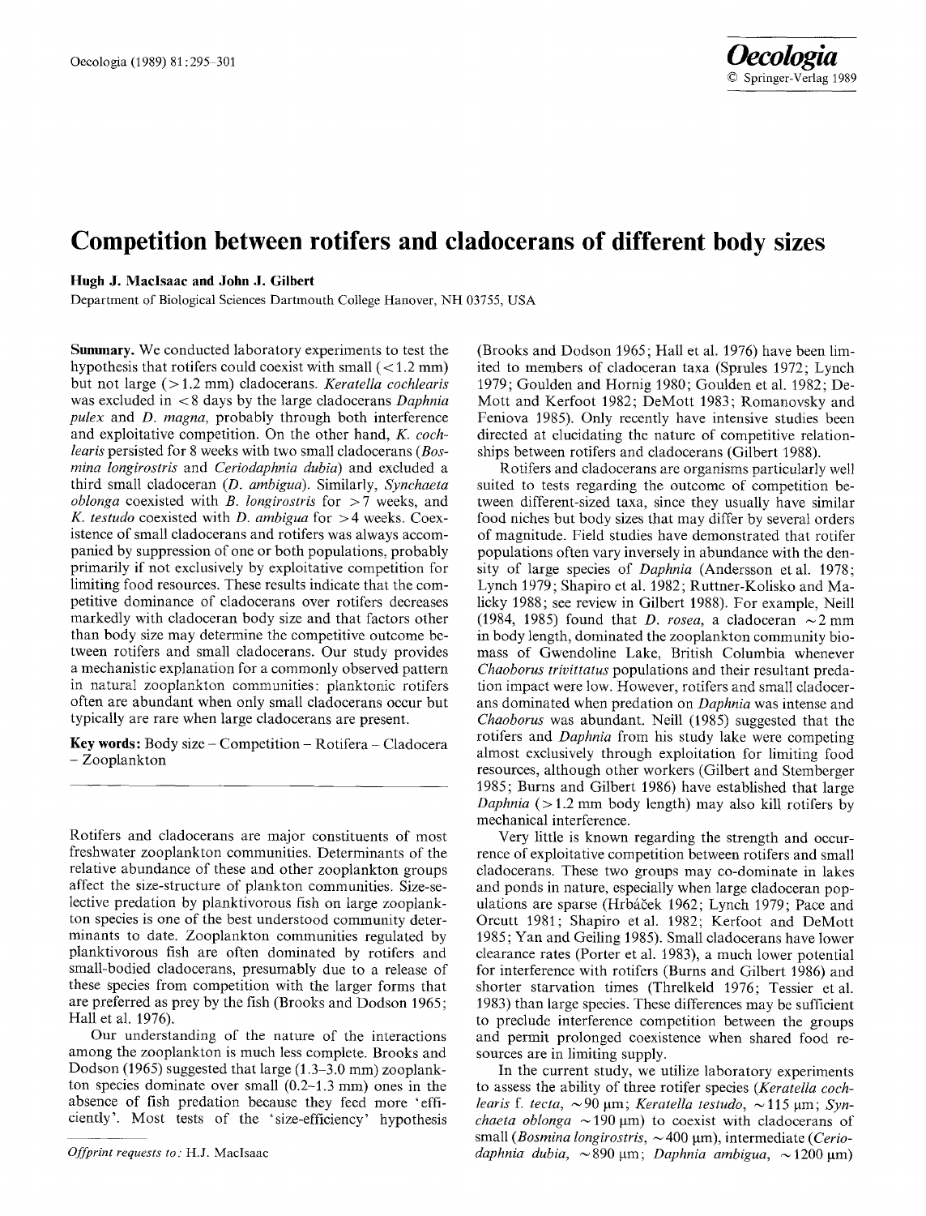# Competition between rotifers and cladocerans of different body sizes

**Hugh J. MacIsaac and John J. Gilbert**

Department of Biological Sciences Dartmouth College Hanover, NH 03755, USA

**Summary.** We conducted laboratory experiments to test the hypothesis that rotifers could coexist with small (< 1.2 mm) but not large (> 1.2 mm) cladocerans. *Keratella cochlearis* was excluded in < 8 days by the large cladocerans *Daphnia pulex* and *D. magna*, probably through both interference and exploitative competition. On the other hand, *K. cochlearis* persisted for 8 weeks with two small cladocerans (*Bosmina longirostris* and *Ceriodaphnia dubia*) and excluded a third small cladoceran (*D. ambigua*). Similarly, *Synchaeta oblonga* coexisted with *B. longirostris* for > 7 weeks, and *K. testudo* coexisted with *D. ambigua* for > 4 weeks. Coexistence of small cladocerans and rotifers was always accompanied by suppression of one or both populations, probably primarily if not exclusively by exploitative competition for limiting food resources. These results indicate that the competitive dominance of cladocerans over rotifers decreases markedly with cladoceran body size and that factors other than body size may determine the competitive outcome between rotifers and small cladocerans. Our study provides a mechanistic explanation for a commonly observed pattern in natural zooplankton communities: planktonic rotifers often are abundant when only small cladocerans occur but typically are rare when large cladocerans are present.

**Key words:** Body size – Competition – Rotifera – Cladocera – Zooplankton

Rotifers and cladocerans are major constituents of most freshwater zooplankton communities. Determinants of the relative abundance of these and other zooplankton groups affect the size-structure of plankton communities. Size-selective predation by planktivorous fish on large zooplankton species is one of the best understood community determinants to date. Zooplankton communities regulated by planktivorous fish are often dominated by rotifers and small-bodied cladocerans, presumably due to a release of these species from competition with the larger forms that are preferred as prey by the fish (Brooks and Dodson 1965; Hall et al. 1976).

Our understanding of the nature of the interactions among the zooplankton is much less complete. Brooks and Dodson (1965) suggested that large (1.3–3.0 mm) zooplankton species dominate over small (0.2–1.3 mm) ones in the absence of fish predation because they feed more 'efficiently'. Most tests of the 'size-efficiency' hypothesis (Brooks and Dodson 1965; Hall et al. 1976) have been limited to members of cladoceran taxa (Sprules 1972; Lynch 1979; Goulden and Hornig 1980; Goulden et al. 1982; DeMott and Kerfoot 1982; DeMott 1983; Romanovsky and Feniova 1985). Only recently have intensive studies been directed at elucidating the nature of competitive relationships between rotifers and cladocerans (Gilbert 1988).

Rotifers and cladocerans are organisms particularly well suited to tests regarding the outcome of competition between different-sized taxa, since they usually have similar food niches but body sizes that may differ by several orders of magnitude. Field studies have demonstrated that rotifer populations often vary inversely in abundance with the density of large species of *Daphnia* (Andersson et al. 1978; Lynch 1979; Shapiro et al. 1982; Ruttner-Kolisko and Malicky 1988; see review in Gilbert 1988). For example, Neill (1984, 1985) found that *D. rosea*, a cladoceran ~2 mm in body length, dominated the zooplankton community biomass of Gwendoline Lake, British Columbia whenever *Chaoborus trivittatus* populations and their resultant predation impact were low. However, rotifers and small cladocerans dominated when predation on *Daphnia* was intense and *Chaoborus* was abundant. Neill (1985) suggested that the rotifers and *Daphnia* from his study lake were competing almost exclusively through exploitation for limiting food resources, although other workers (Gilbert and Stemberger 1985; Burns and Gilbert 1986) have established that large *Daphnia* (> 1.2 mm body length) may also kill rotifers by mechanical interference.

Very little is known regarding the strength and occurrence of exploitative competition between rotifers and small cladocerans. These two groups may co-dominate in lakes and ponds in nature, especially when large cladoceran populations are sparse (Hrbáček 1962; Lynch 1979; Pace and Orcutt 1981; Shapiro et al. 1982; Kerfoot and DeMott 1985; Yan and Geiling 1985). Small cladocerans have lower clearance rates (Porter et al. 1983), a much lower potential for interference with rotifers (Burns and Gilbert 1986) and shorter starvation times (Threlkeld 1976; Tessier et al. 1983) than large species. These differences may be sufficient to preclude interference competition between the groups and permit prolonged coexistence when shared food resources are in limiting supply.

In the current study, we utilize laboratory experiments to assess the ability of three rotifer species (*Keratella cochlearis* f. *tecta*, ~90 µm; *Keratella testudo*, ~115 µm; *Synchaeta oblonga* ~190 µm) to coexist with cladocerans of small (*Bosmina longirostris*, ~400 µm), intermediate (*Ceriodaphnia dubia*, ~890 µm; *Daphnia ambigua*, ~1200 µm)

*Offprint requests to:* H.J. MacIsaac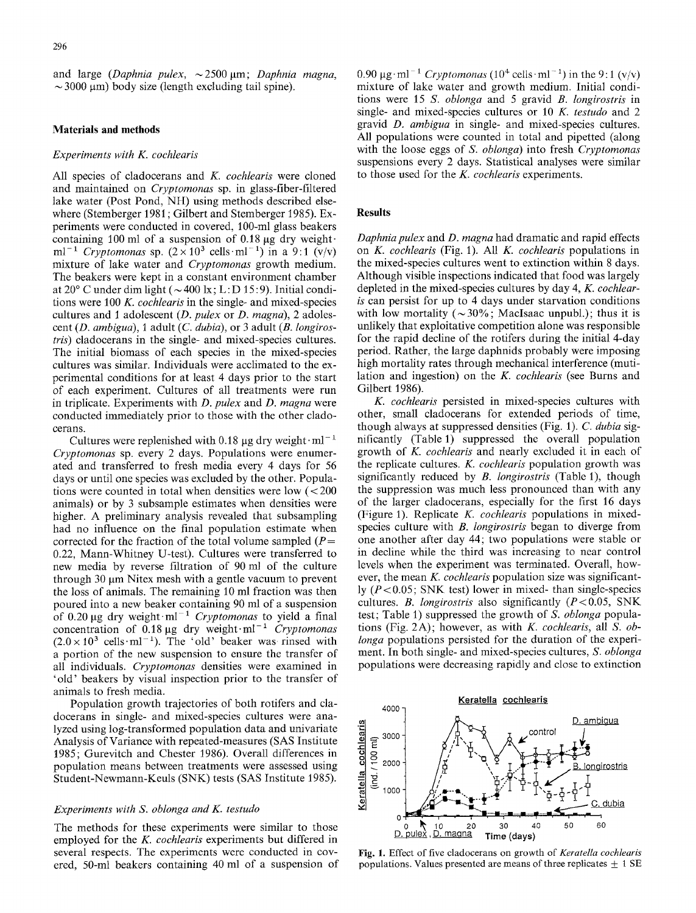and large (*Daphnia pulex*, ~2500 μm; *Daphnia magna*, ~3000 μm) body size (length excluding tail spine).

## Materials and methods

### *Experiments with K. cochlearis*

All species of cladocerans and *K. cochlearis* were cloned and maintained on *Cryptomonas* sp. in glass-fiber-filtered lake water (Post Pond, NH) using methods described elsewhere (Stemberger 1981; Gilbert and Stemberger 1985). Experiments were conducted in covered, 100-ml glass beakers containing 100 ml of a suspension of 0.18 μg dry weight·$ml^{-1}$ *Cryptomonas* sp. ($2 \times 10^3$ cells·$ml^{-1}$) in a 9:1 (v/v) mixture of lake water and *Cryptomonas* growth medium. The beakers were kept in a constant environment chamber at 20° C under dim light (~400 lx; L:D 15:9). Initial conditions were 100 *K. cochlearis* in the single- and mixed-species cultures and 1 adolescent (*D. pulex* or *D. magna*), 2 adolescent (*D. ambigua*), 1 adult (*C. dubia*), or 3 adult (*B. longirostris*) cladocerans in the single- and mixed-species cultures. The initial biomass of each species in the mixed-species cultures was similar. Individuals were acclimated to the experimental conditions for at least 4 days prior to the start of each experiment. Cultures of all treatments were run in triplicate. Experiments with *D. pulex* and *D. magna* were conducted immediately prior to those with the other cladocerans.

Cultures were replenished with 0.18 μg dry weight·$ml^{-1}$ *Cryptomonas* sp. every 2 days. Populations were enumerated and transferred to fresh media every 4 days for 56 days or until one species was excluded by the other. Populations were counted in total when densities were low (<200 animals) or by 3 subsample estimates when densities were higher. A preliminary analysis revealed that subsampling had no influence on the final population estimate when corrected for the fraction of the total volume sampled ($P = 0.22$, Mann-Whitney U-test). Cultures were transferred to new media by reverse filtration of 90 ml of the culture through 30 μm Nitex mesh with a gentle vacuum to prevent the loss of animals. The remaining 10 ml fraction was then poured into a new beaker containing 90 ml of a suspension of 0.20 μg dry weight·$ml^{-1}$ *Cryptomonas* to yield a final concentration of 0.18 μg dry weight·$ml^{-1}$ *Cryptomonas* ($2.0 \times 10^3$ cells·$ml^{-1}$). The 'old' beaker was rinsed with a portion of the new suspension to ensure the transfer of all individuals. *Cryptomonas* densities were examined in 'old' beakers by visual inspection prior to the transfer of animals to fresh media.

Population growth trajectories of both rotifers and cladocerans in single- and mixed-species cultures were analyzed using log-transformed population data and univariate Analysis of Variance with repeated-measures (SAS Institute 1985; Gurevitch and Chester 1986). Overall differences in population means between treatments were assessed using Student-Newmann-Keuls (SNK) tests (SAS Institute 1985).

### *Experiments with S. oblonga and K. testudo*

The methods for these experiments were similar to those employed for the *K. cochlearis* experiments but differed in several respects. The experiments were conducted in covered, 50-ml beakers containing 40 ml of a suspension of 0.90 μg·$ml^{-1}$ *Cryptomonas* ($10^4$ cells·$ml^{-1}$) in the 9:1 (v/v) mixture of lake water and growth medium. Initial conditions were 15 *S. oblonga* and 5 gravid *B. longirostris* in single- and mixed-species cultures or 10 *K. testudo* and 2 gravid *D. ambigua* in single- and mixed-species cultures. All populations were counted in total and pipetted (along with the loose eggs of *S. oblonga*) into fresh *Cryptomonas* suspensions every 2 days. Statistical analyses were similar to those used for the *K. cochlearis* experiments.

## Results

*Daphnia pulex* and *D. magna* had dramatic and rapid effects on *K. cochlearis* (Fig. 1). All *K. cochlearis* populations in the mixed-species cultures went to extinction within 8 days. Although visible inspections indicated that food was largely depleted in the mixed-species cultures by day 4, *K. cochlearis* can persist for up to 4 days under starvation conditions with low mortality (~30%; MacIsaac unpubl.); thus it is unlikely that exploitative competition alone was responsible for the rapid decline of the rotifers during the initial 4-day period. Rather, the large daphnids probably were imposing high mortality rates through mechanical interference (mutilation and ingestion) on the *K. cochlearis* (see Burns and Gilbert 1986).

*K. cochlearis* persisted in mixed-species cultures with other, small cladocerans for extended periods of time, though always at suppressed densities (Fig. 1). *C. dubia* significantly (Table 1) suppressed the overall population growth of *K. cochlearis* and nearly excluded it in each of the replicate cultures. *K. cochlearis* population growth was significantly reduced by *B. longirostris* (Table 1), though the suppression was much less pronounced than with any of the larger cladocerans, especially for the first 16 days (Figure 1). Replicate *K. cochlearis* populations in mixed-species culture with *B. longirostris* began to diverge from one another after day 44; two populations were stable or in decline while the third was increasing to near control levels when the experiment was terminated. Overall, however, the mean *K. cochlearis* population size was significantly ($P < 0.05$; SNK test) lower in mixed- than single-species cultures. *B. longirostris* also significantly ($P < 0.05$, SNK test; Table 1) suppressed the growth of *S. oblonga* populations (Fig. 2A); however, as with *K. cochlearis*, all *S. oblonga* populations persisted for the duration of the experiment. In both single- and mixed-species cultures, *S. oblonga* populations were decreasing rapidly and close to extinction

**Fig. 1.** Effect of five cladocerans on growth of *Keratella cochlearis* populations. Values presented are means of three replicates ± 1 SE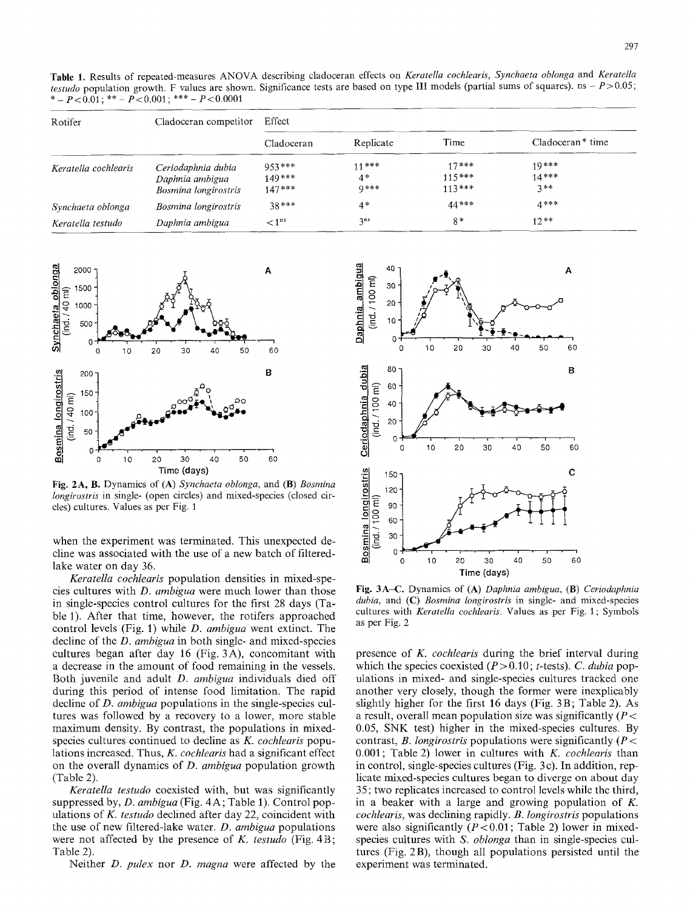**Table 1.** Results of repeated-measures ANOVA describing cladoceran effects on *Keratella cochlearis*, *Synchaeta oblonga* and *Keratella testudo* population growth. F values are shown. Significance tests are based on type III models (partial sums of squares). ns – $P>0.05$; * – $P<0.01$; ** – $P<0.001$; *** – $P<0.0001$

| Rotifer | Cladoceran competitor | Effect | | | |
|---|---|---|---|---|---|
| | | Cladoceran | Replicate | Time | Cladoceran * time |
| *Keratella cochlearis* | *Ceriodaphnia dubia* | 953*** | 11*** | 17*** | 19*** |
| | *Daphnia ambigua* | 149*** | 4* | 115*** | 14*** |
| | *Bosmina longirostris* | 147*** | 9*** | 113*** | 3** |
| *Synchaeta oblonga* | *Bosmina longirostris* | 38*** | 4* | 44*** | 4*** |
| *Keratella testudo* | *Daphnia ambigua* | <1[ns] | 3[ns] | 8* | 12** |

**Fig. 2A, B.** Dynamics of (**A**) *Synchaeta oblonga*, and (**B**) *Bosmina longirostris* in single- (open circles) and mixed-species (closed circles) cultures. Values as per Fig. 1

**Fig. 3A–C.** Dynamics of (**A**) *Daphnia ambigua*, (**B**) *Ceriodaphnia dubia*, and (**C**) *Bosmina longirostris* in single- and mixed-species cultures with *Keratella cochlearis*. Values as per Fig. 1; Symbols as per Fig. 2

when the experiment was terminated. This unexpected decline was associated with the use of a new batch of filtered-lake water on day 36.

*Keratella cochlearis* population densities in mixed-species cultures with *D. ambigua* were much lower than those in single-species control cultures for the first 28 days (Table 1). After that time, however, the rotifers approached control levels (Fig. 1) while *D. ambigua* went extinct. The decline of the *D. ambigua* in both single- and mixed-species cultures began after day 16 (Fig. 3A), concomitant with a decrease in the amount of food remaining in the vessels. Both juvenile and adult *D. ambigua* individuals died off during this period of intense food limitation. The rapid decline of *D. ambigua* populations in the single-species cultures was followed by a recovery to a lower, more stable maximum density. By contrast, the populations in mixed-species cultures continued to decline as *K. cochlearis* populations increased. Thus, *K. cochlearis* had a significant effect on the overall dynamics of *D. ambigua* population growth (Table 2).

*Keratella testudo* coexisted with, but was significantly suppressed by, *D. ambigua* (Fig. 4A; Table 1). Control populations of *K. testudo* declined after day 22, coincident with the use of new filtered-lake water. *D. ambigua* populations were not affected by the presence of *K. testudo* (Fig. 4B; Table 2).

Neither *D. pulex* nor *D. magna* were affected by the presence of *K. cochlearis* during the brief interval during which the species coexisted ($P>0.10$; *t*-tests). *C. dubia* populations in mixed- and single-species cultures tracked one another very closely, though the former were inexplicably slightly higher for the first 16 days (Fig. 3B; Table 2). As a result, overall mean population size was significantly ($P<0.05$, SNK test) higher in the mixed-species cultures. By contrast, *B. longirostris* populations were significantly ($P<0.001$; Table 2) lower in cultures with *K. cochlearis* than in control, single-species cultures (Fig. 3c). In addition, replicate mixed-species cultures began to diverge on about day 35; two replicates increased to control levels while the third, in a beaker with a large and growing population of *K. cochlearis*, was declining rapidly. *B. longirostris* populations were also significantly ($P<0.01$; Table 2) lower in mixed-species cultures with *S. oblonga* than in single-species cultures (Fig. 2B), though all populations persisted until the experiment was terminated.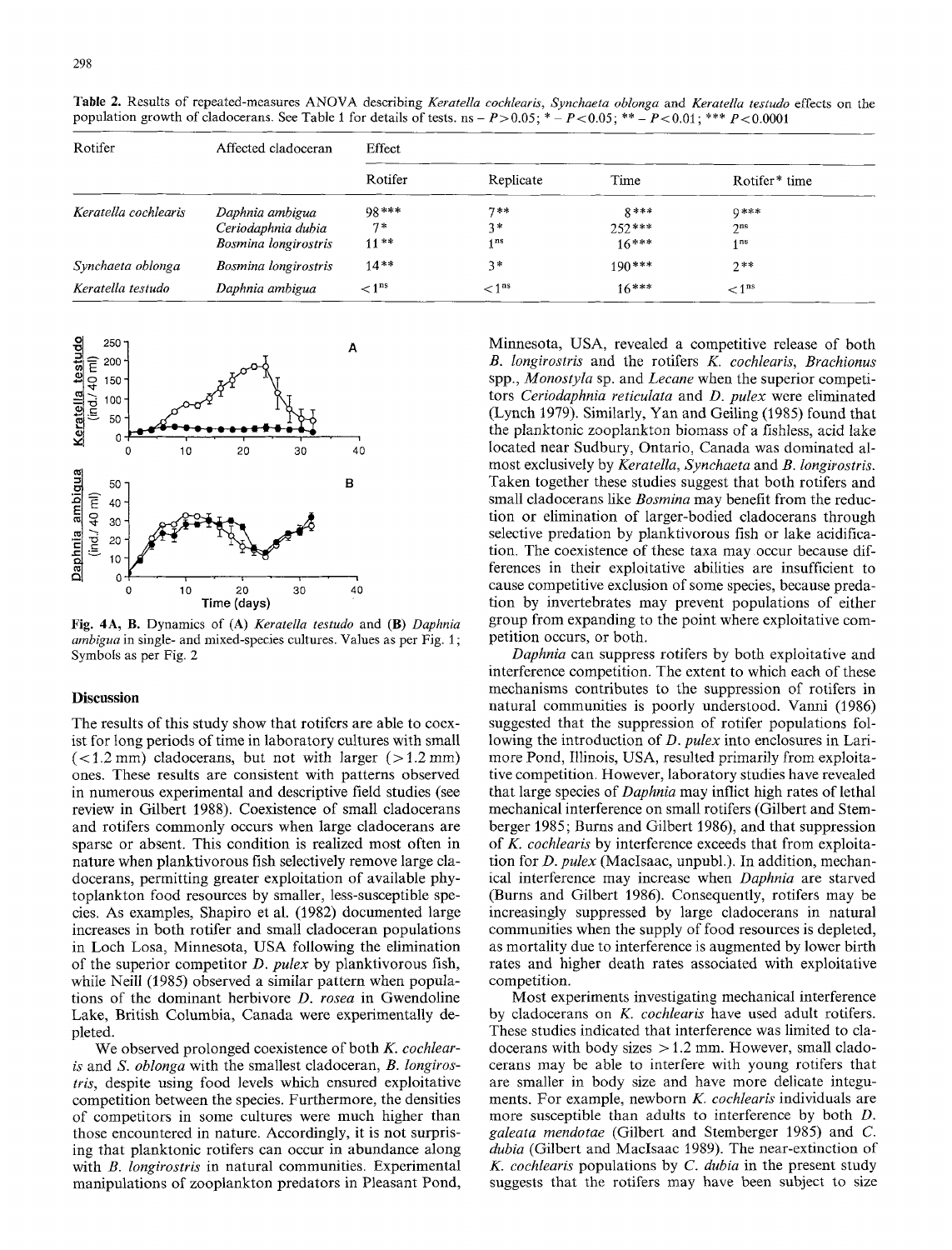**Table 2.** Results of repeated-measures ANOVA describing *Keratella cochlearis*, *Synchaeta oblonga* and *Keratella testudo* effects on the population growth of cladocerans. See Table 1 for details of tests. ns – $P>0.05$; * – $P<0.05$; ** – $P<0.01$; *** $P<0.0001$

| Rotifer | Affected cladoceran | Effect | | | |
|---|---|---|---|---|---|
| | | Rotifer | Replicate | Time | Rotifer* time |
| *Keratella cochlearis* | *Daphnia ambigua* | 98*** | 7** | 8*** | 9*** |
| | *Ceriodaphnia dubia* | 7* | 3* | 252*** | 2ns |
| | *Bosmina longirostris* | 11** | 1ns | 16*** | 1ns |
| *Synchaeta oblonga* | *Bosmina longirostris* | 14** | 3* | 190*** | 2** |
| *Keratella testudo* | *Daphnia ambigua* | <1ns | <1ns | 16*** | <1ns |

A

Keratella testudo (ind./ 40 ml)

250
200
150
100
50
0

B

Daphnia ambigua (ind./ 40 ml)

50
40
30
20
10
0

0 10 20 30 40

Time (days)

**Fig. 4A, B.** Dynamics of (**A**) *Keratella testudo* and (**B**) *Daphnia ambigua* in single- and mixed-species cultures. Values as per Fig. 1; Symbols as per Fig. 2

## Discussion

The results of this study show that rotifers are able to coexist for long periods of time in laboratory cultures with small (<1.2 mm) cladocerans, but not with larger (>1.2 mm) ones. These results are consistent with patterns observed in numerous experimental and descriptive field studies (see review in Gilbert 1988). Coexistence of small cladocerans and rotifers commonly occurs when large cladocerans are sparse or absent. This condition is realized most often in nature when planktivorous fish selectively remove large cladocerans, permitting greater exploitation of available phytoplankton food resources by smaller, less-susceptible species. As examples, Shapiro et al. (1982) documented large increases in both rotifer and small cladoceran populations in Loch Losa, Minnesota, USA following the elimination of the superior competitor *D. pulex* by planktivorous fish, while Neill (1985) observed a similar pattern when populations of the dominant herbivore *D. rosea* in Gwendoline Lake, British Columbia, Canada were experimentally depleted.

We observed prolonged coexistence of both *K. cochlearis* and *S. oblonga* with the smallest cladoceran, *B. longirostris*, despite using food levels which ensured exploitative competition between the species. Furthermore, the densities of competitors in some cultures were much higher than those encountered in nature. Accordingly, it is not surprising that planktonic rotifers can occur in abundance along with *B. longirostris* in natural communities. Experimental manipulations of zooplankton predators in Pleasant Pond, Minnesota, USA, revealed a competitive release of both *B. longirostris* and the rotifers *K. cochlearis*, *Brachionus* spp., *Monostyla* sp. and *Lecane* when the superior competitors *Ceriodaphnia reticulata* and *D. pulex* were eliminated (Lynch 1979). Similarly, Yan and Geiling (1985) found that the planktonic zooplankton biomass of a fishless, acid lake located near Sudbury, Ontario, Canada was dominated almost exclusively by *Keratella*, *Synchaeta* and *B. longirostris*. Taken together these studies suggest that both rotifers and small cladocerans like *Bosmina* may benefit from the reduction or elimination of larger-bodied cladocerans through selective predation by planktivorous fish or lake acidification. The coexistence of these taxa may occur because differences in their exploitative abilities are insufficient to cause competitive exclusion of some species, because predation by invertebrates may prevent populations of either group from expanding to the point where exploitative competition occurs, or both.

*Daphnia* can suppress rotifers by both exploitative and interference competition. The extent to which each of these mechanisms contributes to the suppression of rotifers in natural communities is poorly understood. Vanni (1986) suggested that the suppression of rotifer populations following the introduction of *D. pulex* into enclosures in Larimore Pond, Illinois, USA, resulted primarily from exploitative competition. However, laboratory studies have revealed that large species of *Daphnia* may inflict high rates of lethal mechanical interference on small rotifers (Gilbert and Stemberger 1985; Burns and Gilbert 1986), and that suppression of *K. cochlearis* by interference exceeds that from exploitation for *D. pulex* (MacIsaac, unpubl.). In addition, mechanical interference may increase when *Daphnia* are starved (Burns and Gilbert 1986). Consequently, rotifers may be increasingly suppressed by large cladocerans in natural communities when the supply of food resources is depleted, as mortality due to interference is augmented by lower birth rates and higher death rates associated with exploitative competition.

Most experiments investigating mechanical interference by cladocerans on *K. cochlearis* have used adult rotifers. These studies indicated that interference was limited to cladocerans with body sizes >1.2 mm. However, small cladocerans may be able to interfere with young rotifers that are smaller in body size and have more delicate integuments. For example, newborn *K. cochlearis* individuals are more susceptible than adults to interference by both *D. galeata mendotae* (Gilbert and Stemberger 1985) and *C. dubia* (Gilbert and MacIsaac 1989). The near-extinction of *K. cochlearis* populations by *C. dubia* in the present study suggests that the rotifers may have been subject to size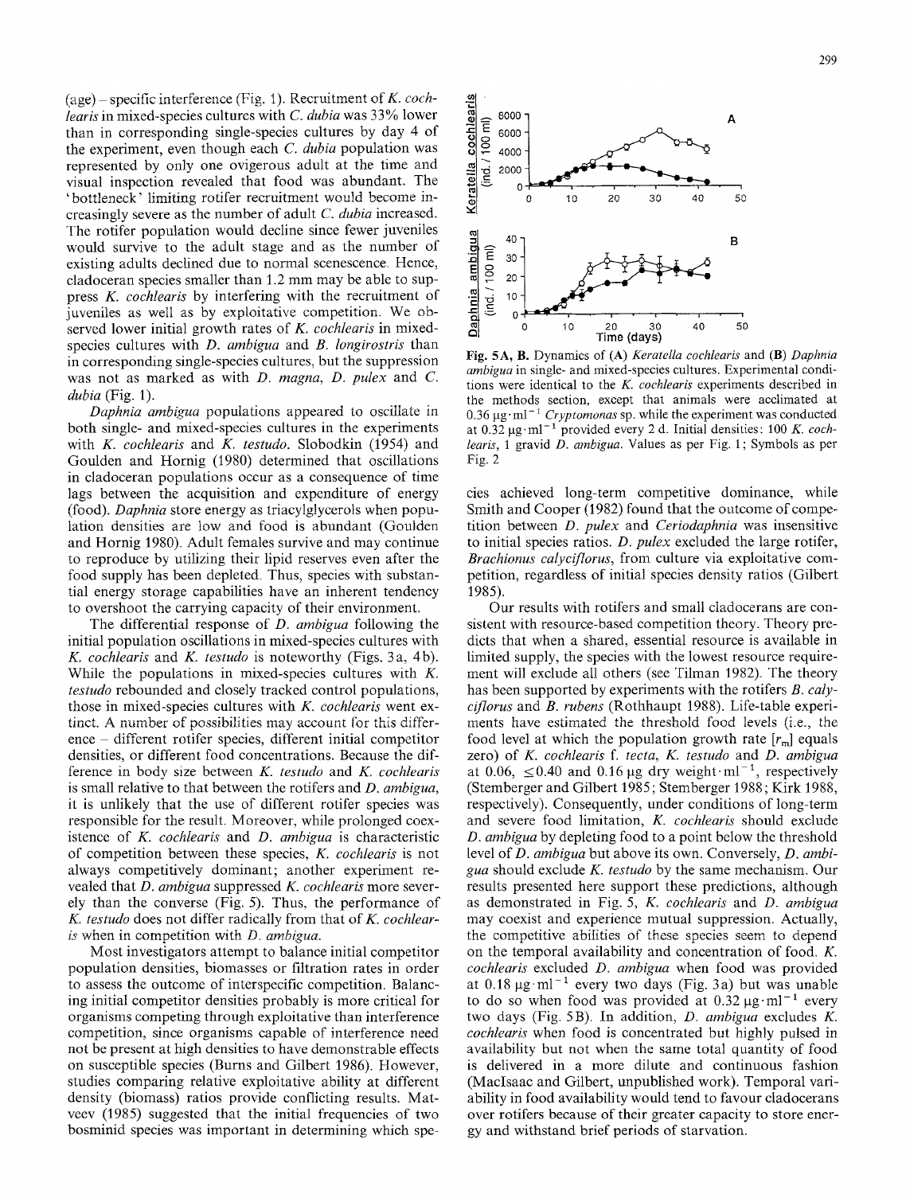(age) – specific interference (Fig. 1). Recruitment of *K. cochlearis* in mixed-species cultures with *C. dubia* was 33% lower than in corresponding single-species cultures by day 4 of the experiment, even though each *C. dubia* population was represented by only one ovigerous adult at the time and visual inspection revealed that food was abundant. The 'bottleneck' limiting rotifer recruitment would become increasingly severe as the number of adult *C. dubia* increased. The rotifer population would decline since fewer juveniles would survive to the adult stage and as the number of existing adults declined due to normal scenescence. Hence, cladoceran species smaller than 1.2 mm may be able to suppress *K. cochlearis* by interfering with the recruitment of juveniles as well as by exploitative competition. We observed lower initial growth rates of *K. cochlearis* in mixed-species cultures with *D. ambigua* and *B. longirostris* than in corresponding single-species cultures, but the suppression was not as marked as with *D. magna*, *D. pulex* and *C. dubia* (Fig. 1).

*Daphnia ambigua* populations appeared to oscillate in both single- and mixed-species cultures in the experiments with *K. cochlearis* and *K. testudo*. Slobodkin (1954) and Goulden and Hornig (1980) determined that oscillations in cladoceran populations occur as a consequence of time lags between the acquisition and expenditure of energy (food). *Daphnia* store energy as triacylglycerols when population densities are low and food is abundant (Goulden and Hornig 1980). Adult females survive and may continue to reproduce by utilizing their lipid reserves even after the food supply has been depleted. Thus, species with substantial energy storage capabilities have an inherent tendency to overshoot the carrying capacity of their environment.

The differential response of *D. ambigua* following the initial population oscillations in mixed-species cultures with *K. cochlearis* and *K. testudo* is noteworthy (Figs. 3a, 4b). While the populations in mixed-species cultures with *K. testudo* rebounded and closely tracked control populations, those in mixed-species cultures with *K. cochlearis* went extinct. A number of possibilities may account for this difference – different rotifer species, different initial competitor densities, or different food concentrations. Because the difference in body size between *K. testudo* and *K. cochlearis* is small relative to that between the rotifers and *D. ambigua*, it is unlikely that the use of different rotifer species was responsible for the result. Moreover, while prolonged coexistence of *K. cochlearis* and *D. ambigua* is characteristic of competition between these species, *K. cochlearis* is not always competitively dominant; another experiment revealed that *D. ambigua* suppressed *K. cochlearis* more severely than the converse (Fig. 5). Thus, the performance of *K. testudo* does not differ radically from that of *K. cochlearis* when in competition with *D. ambigua*.

Most investigators attempt to balance initial competitor population densities, biomasses or filtration rates in order to assess the outcome of interspecific competition. Balancing initial competitor densities probably is more critical for organisms competing through exploitative than interference competition, since organisms capable of interference need not be present at high densities to have demonstrable effects on susceptible species (Burns and Gilbert 1986). However, studies comparing relative exploitative ability at different density (biomass) ratios provide conflicting results. Matveev (1985) suggested that the initial frequencies of two bosminid species was important in determining which species achieved long-term competitive dominance, while Smith and Cooper (1982) found that the outcome of competition between *D. pulex* and *Ceriodaphnia* was insensitive to initial species ratios. *D. pulex* excluded the large rotifer, *Brachionus calyciflorus*, from culture via exploitative competition, regardless of initial species density ratios (Gilbert 1985).

**Fig. 5A, B.** Dynamics of (**A**) *Keratella cochlearis* and (**B**) *Daphnia ambigua* in single- and mixed-species cultures. Experimental conditions were identical to the *K. cochlearis* experiments described in the methods section, except that animals were acclimated at 0.36 μg·ml$^{-1}$ *Cryptomonas* sp. while the experiment was conducted at 0.32 μg·ml$^{-1}$ provided every 2 d. Initial densities: 100 *K. cochlearis*, 1 gravid *D. ambigua*. Values as per Fig. 1; Symbols as per Fig. 2

Our results with rotifers and small cladocerans are consistent with resource-based competition theory. Theory predicts that when a shared, essential resource is available in limited supply, the species with the lowest resource requirement will exclude all others (see Tilman 1982). The theory has been supported by experiments with the rotifers *B. calyciflorus* and *B. rubens* (Rothhaupt 1988). Life-table experiments have estimated the threshold food levels (i.e., the food level at which the population growth rate [$r_m$] equals zero) of *K. cochlearis* f. *tecta*, *K. testudo* and *D. ambigua* at 0.06, ≤0.40 and 0.16 μg dry weight·ml$^{-1}$, respectively (Stemberger and Gilbert 1985; Stemberger 1988; Kirk 1988, respectively). Consequently, under conditions of long-term and severe food limitation, *K. cochlearis* should exclude *D. ambigua* by depleting food to a point below the threshold level of *D. ambigua* but above its own. Conversely, *D. ambigua* should exclude *K. testudo* by the same mechanism. Our results presented here support these predictions, although as demonstrated in Fig. 5, *K. cochlearis* and *D. ambigua* may coexist and experience mutual suppression. Actually, the competitive abilities of these species seem to depend on the temporal availability and concentration of food. *K. cochlearis* excluded *D. ambigua* when food was provided at 0.18 μg·ml$^{-1}$ every two days (Fig. 3a) but was unable to do so when food was provided at 0.32 μg·ml$^{-1}$ every two days (Fig. 5B). In addition, *D. ambigua* excludes *K. cochlearis* when food is concentrated but highly pulsed in availability but not when the same total quantity of food is delivered in a more dilute and continuous fashion (MacIsaac and Gilbert, unpublished work). Temporal variability in food availability would tend to favour cladocerans over rotifers because of their greater capacity to store energy and withstand brief periods of starvation.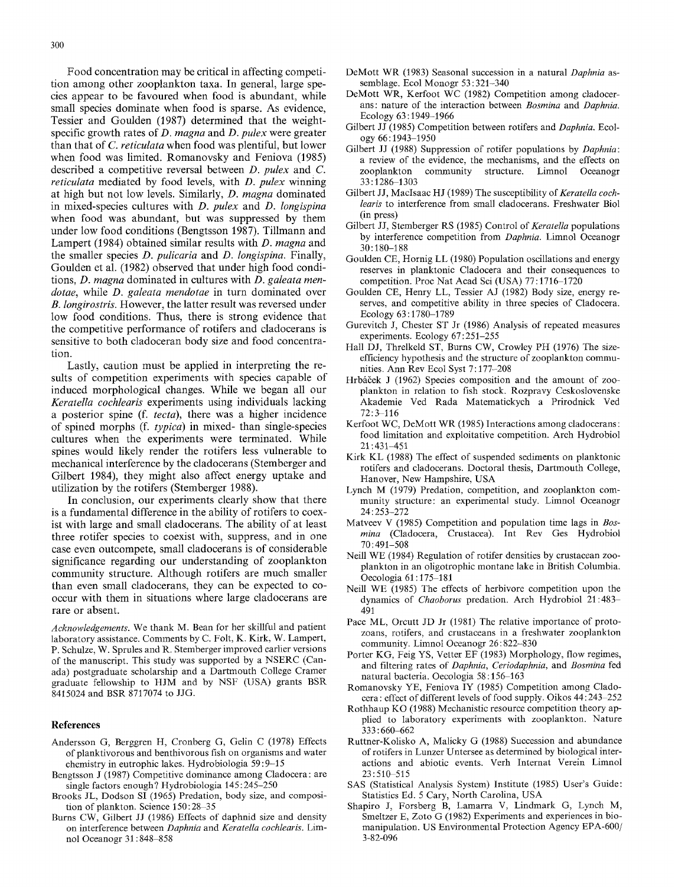Food concentration may be critical in affecting competition among other zooplankton taxa. In general, large species appear to be favoured when food is abundant, while small species dominate when food is sparse. As evidence, Tessier and Goulden (1987) determined that the weight-specific growth rates of *D. magna* and *D. pulex* were greater than that of *C. reticulata* when food was plentiful, but lower when food was limited. Romanovsky and Feniova (1985) described a competitive reversal between *D. pulex* and *C. reticulata* mediated by food levels, with *D. pulex* winning at high but not low levels. Similarly, *D. magna* dominated in mixed-species cultures with *D. pulex* and *D. longispina* when food was abundant, but was suppressed by them under low food conditions (Bengtsson 1987). Tillmann and Lampert (1984) obtained similar results with *D. magna* and the smaller species *D. pulicaria* and *D. longispina*. Finally, Goulden et al. (1982) observed that under high food conditions, *D. magna* dominated in cultures with *D. galeata mendotae*, while *D. galeata mendotae* in turn dominated over *B. longirostris*. However, the latter result was reversed under low food conditions. Thus, there is strong evidence that the competitive performance of rotifers and cladocerans is sensitive to both cladoceran body size and food concentration.

Lastly, caution must be applied in interpreting the results of competition experiments with species capable of induced morphological changes. While we began all our *Keratella cochlearis* experiments using individuals lacking a posterior spine (f. *tecta*), there was a higher incidence of spined morphs (f. *typica*) in mixed- than single-species cultures when the experiments were terminated. While spines would likely render the rotifers less vulnerable to mechanical interference by the cladocerans (Stemberger and Gilbert 1984), they might also affect energy uptake and utilization by the rotifers (Stemberger 1988).

In conclusion, our experiments clearly show that there is a fundamental difference in the ability of rotifers to coexist with large and small cladocerans. The ability of at least three rotifer species to coexist with, suppress, and in one case even outcompete, small cladocerans is of considerable significance regarding our understanding of zooplankton community structure. Although rotifers are much smaller than even small cladocerans, they can be expected to co-occur with them in situations where large cladocerans are rare or absent.

*Acknowledgements.* We thank M. Bean for her skillful and patient laboratory assistance. Comments by C. Folt, K. Kirk, W. Lampert, P. Schulze, W. Sprules and R. Stemberger improved earlier versions of the manuscript. This study was supported by a NSERC (Canada) postgraduate scholarship and a Dartmouth College Cramer graduate fellowship to HJM and by NSF (USA) grants BSR 8415024 and BSR 8717074 to JJG.

## References

Andersson G, Berggren H, Cronberg G, Gelin C (1978) Effects of planktivorous and benthivorous fish on organisms and water chemistry in eutrophic lakes. Hydrobiologia 59:9–15

Bengtsson J (1987) Competitive dominance among Cladocera: are single factors enough? Hydrobiologia 145:245–250

Brooks JL, Dodson SI (1965) Predation, body size, and composition of plankton. Science 150:28–35

Burns CW, Gilbert JJ (1986) Effects of daphnid size and density on interference between *Daphnia* and *Keratella cochlearis*. Limnol Oceanogr 31:848–858

DeMott WR (1983) Seasonal succession in a natural *Daphnia* assemblage. Ecol Monogr 53:321–340

DeMott WR, Kerfoot WC (1982) Competition among cladocerans: nature of the interaction between *Bosmina* and *Daphnia*. Ecology 63:1949–1966

Gilbert JJ (1985) Competition between rotifers and *Daphnia*. Ecology 66:1943–1950

Gilbert JJ (1988) Suppression of rotifer populations by *Daphnia*: a review of the evidence, the mechanisms, and the effects on zooplankton community structure. Limnol Oceanogr 33:1286–1303

Gilbert JJ, MacIsaac HJ (1989) The susceptibility of *Keratella cochlearis* to interference from small cladocerans. Freshwater Biol (in press)

Gilbert JJ, Stemberger RS (1985) Control of *Keratella* populations by interference competition from *Daphnia*. Limnol Oceanogr 30:180–188

Goulden CE, Hornig LL (1980) Population oscillations and energy reserves in planktonic Cladocera and their consequences to competition. Proc Nat Acad Sci (USA) 77:1716–1720

Goulden CE, Henry LL, Tessier AJ (1982) Body size, energy reserves, and competitive ability in three species of Cladocera. Ecology 63:1780–1789

Gurevitch J, Chester ST Jr (1986) Analysis of repeated measures experiments. Ecology 67:251–255

Hall DJ, Threlkeld ST, Burns CW, Crowley PH (1976) The size-efficiency hypothesis and the structure of zooplankton communities. Ann Rev Ecol Syst 7:177–208

Hrbáček J (1962) Species composition and the amount of zooplankton in relation to fish stock. Rozpravy Ceskoslovenske Akademie Ved Rada Matematickych a Prirodnick Ved 72:3–116

Kerfoot WC, DeMott WR (1985) Interactions among cladocerans: food limitation and exploitative competition. Arch Hydrobiol 21:431–451

Kirk KL (1988) The effect of suspended sediments on planktonic rotifers and cladocerans. Doctoral thesis, Dartmouth College, Hanover, New Hampshire, USA

Lynch M (1979) Predation, competition, and zooplankton community structure: an experimental study. Limnol Oceanogr 24:253–272

Matveev V (1985) Competition and population time lags in *Bosmina* (Cladocera, Crustacea). Int Rev Ges Hydrobiol 70:491–508

Neill WE (1984) Regulation of rotifer densities by crustacean zooplankton in an oligotrophic montane lake in British Columbia. Oecologia 61:175–181

Neill WE (1985) The effects of herbivore competition upon the dynamics of *Chaoborus* predation. Arch Hydrobiol 21:483–491

Pace ML, Orcutt JD Jr (1981) The relative importance of protozoans, rotifers, and crustaceans in a freshwater zooplankton community. Limnol Oceanogr 26:822–830

Porter KG, Feig YS, Vetter EF (1983) Morphology, flow regimes, and filtering rates of *Daphnia*, *Ceriodaphnia*, and *Bosmina* fed natural bacteria. Oecologia 58:156–163

Romanovsky YE, Feniova IY (1985) Competition among Cladocera: effect of different levels of food supply. Oikos 44:243–252

Rothhaup KO (1988) Mechanistic resource competition theory applied to laboratory experiments with zooplankton. Nature 333:660–662

Ruttner-Kolisko A, Malicky G (1988) Succession and abundance of rotifers in Lunzer Untersee as determined by biological interactions and abiotic events. Verh Internat Verein Limnol 23:510–515

SAS (Statistical Analysis System) Institute (1985) User's Guide: Statistics Ed. 5 Cary, North Carolina, USA

Shapiro J, Forsberg B, Lamarra V, Lindmark G, Lynch M, Smeltzer E, Zoto G (1982) Experiments and experiences in biomanipulation. US Environmental Protection Agency EPA-600/3-82-096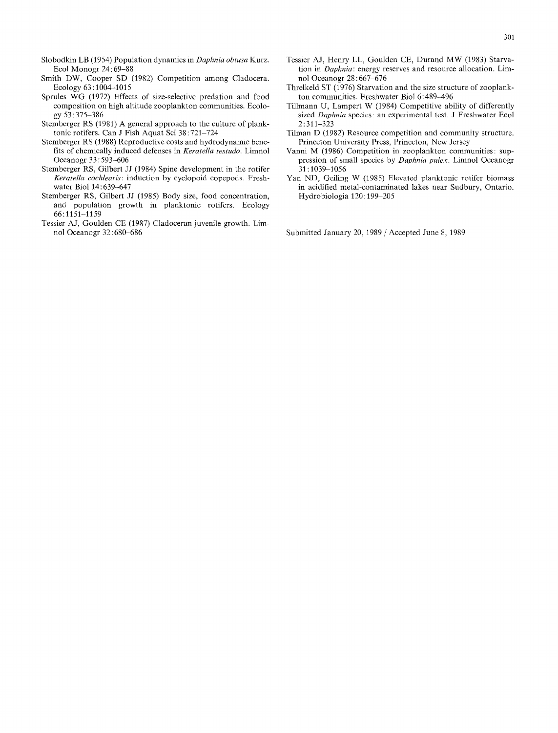Slobodkin LB (1954) Population dynamics in *Daphnia obtusa* Kurz. Ecol Monogr 24:69–88

Smith DW, Cooper SD (1982) Competition among Cladocera. Ecology 63:1004–1015

Sprules WG (1972) Effects of size-selective predation and food composition on high altitude zooplankton communities. Ecology 53:375–386

Stemberger RS (1981) A general approach to the culture of planktonic rotifers. Can J Fish Aquat Sci 38:721–724

Stemberger RS (1988) Reproductive costs and hydrodynamic benefits of chemically induced defenses in *Keratella testudo*. Limnol Oceanogr 33:593–606

Stemberger RS, Gilbert JJ (1984) Spine development in the rotifer *Keratella cochlearis*: induction by cyclopoid copepods. Freshwater Biol 14:639–647

Stemberger RS, Gilbert JJ (1985) Body size, food concentration, and population growth in planktonic rotifers. Ecology 66:1151–1159

Tessier AJ, Goulden CE (1987) Cladoceran juvenile growth. Limnol Oceanogr 32:680–686

Tessier AJ, Henry LL, Goulden CE, Durand MW (1983) Starvation in *Daphnia*: energy reserves and resource allocation. Limnol Oceanogr 28:667–676

Threlkeld ST (1976) Starvation and the size structure of zooplankton communities. Freshwater Biol 6:489–496

Tillmann U, Lampert W (1984) Competitive ability of differently sized *Daphnia* species: an experimental test. J Freshwater Ecol 2:311–323

Tilman D (1982) Resource competition and community structure. Princeton University Press, Princeton, New Jersey

Vanni M (1986) Competition in zooplankton communities: suppression of small species by *Daphnia pulex*. Limnol Oceanogr 31:1039–1056

Yan ND, Geiling W (1985) Elevated planktonic rotifer biomass in acidified metal-contaminated lakes near Sudbury, Ontario. Hydrobiologia 120:199–205

Submitted January 20, 1989 / Accepted June 8, 1989